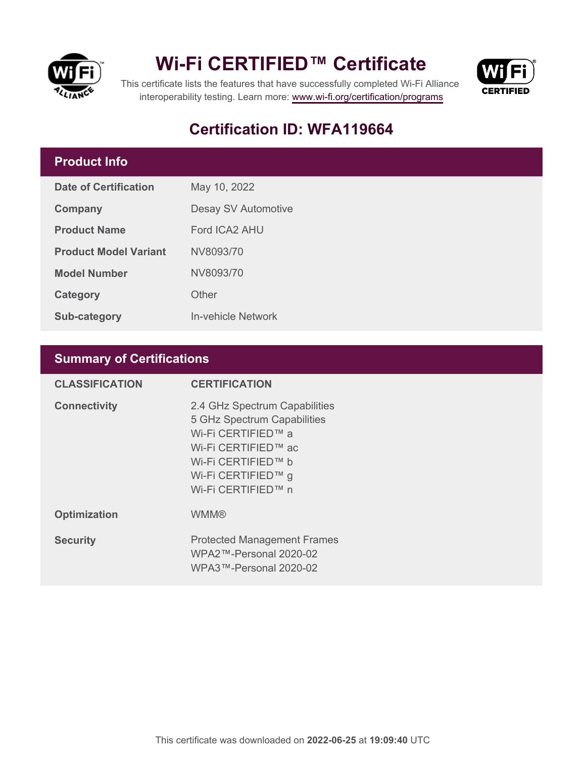# Wi-Fi CERTIFIED™ Certificate

This certificate lists the features that have successfully completed Wi-Fi Alliance interoperability testing. Learn more: www.wi-fi.org/certification/programs

## Certification ID: WFA119664

## Product Info

| | |
|---|---|
| **Date of Certification** | May 10, 2022 |
| **Company** | Desay SV Automotive |
| **Product Name** | Ford ICA2 AHU |
| **Product Model Variant** | NV8093/70 |
| **Model Number** | NV8093/70 |
| **Category** | Other |
| **Sub-category** | In-vehicle Network |

## Summary of Certifications

| CLASSIFICATION | CERTIFICATION |
|---|---|
| **Connectivity** | 2.4 GHz Spectrum Capabilities<br>5 GHz Spectrum Capabilities<br>Wi-Fi CERTIFIED™ a<br>Wi-Fi CERTIFIED™ ac<br>Wi-Fi CERTIFIED™ b<br>Wi-Fi CERTIFIED™ g<br>Wi-Fi CERTIFIED™ n |
| **Optimization** | WMM® |
| **Security** | Protected Management Frames<br>WPA2™-Personal 2020-02<br>WPA3™-Personal 2020-02 |

This certificate was downloaded on **2022-06-25** at **19:09:40** UTC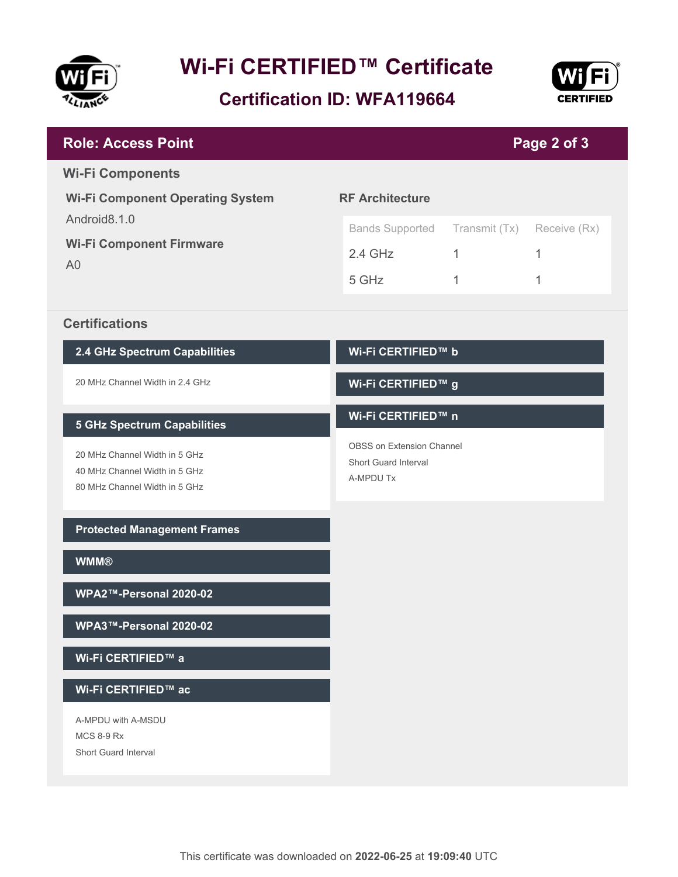# Wi-Fi CERTIFIED™ Certificate

## Certification ID: WFA119664

## Role: Access Point

### Wi-Fi Components

**Wi-Fi Component Operating System**

Android8.1.0

**Wi-Fi Component Firmware**

A0

**RF Architecture**

| Bands Supported | Transmit (Tx) | Receive (Rx) |
|---|---|---|
| 2.4 GHz | 1 | 1 |
| 5 GHz | 1 | 1 |

### Certifications

**2.4 GHz Spectrum Capabilities**

20 MHz Channel Width in 2.4 GHz

**5 GHz Spectrum Capabilities**

20 MHz Channel Width in 5 GHz
40 MHz Channel Width in 5 GHz
80 MHz Channel Width in 5 GHz

**Protected Management Frames**

**WMM®**

**WPA2™-Personal 2020-02**

**WPA3™-Personal 2020-02**

**Wi-Fi CERTIFIED™ a**

**Wi-Fi CERTIFIED™ ac**

A-MPDU with A-MSDU
MCS 8-9 Rx
Short Guard Interval

**Wi-Fi CERTIFIED™ b**

**Wi-Fi CERTIFIED™ g**

**Wi-Fi CERTIFIED™ n**

OBSS on Extension Channel
Short Guard Interval
A-MPDU Tx

This certificate was downloaded on **2022-06-25** at **19:09:40** UTC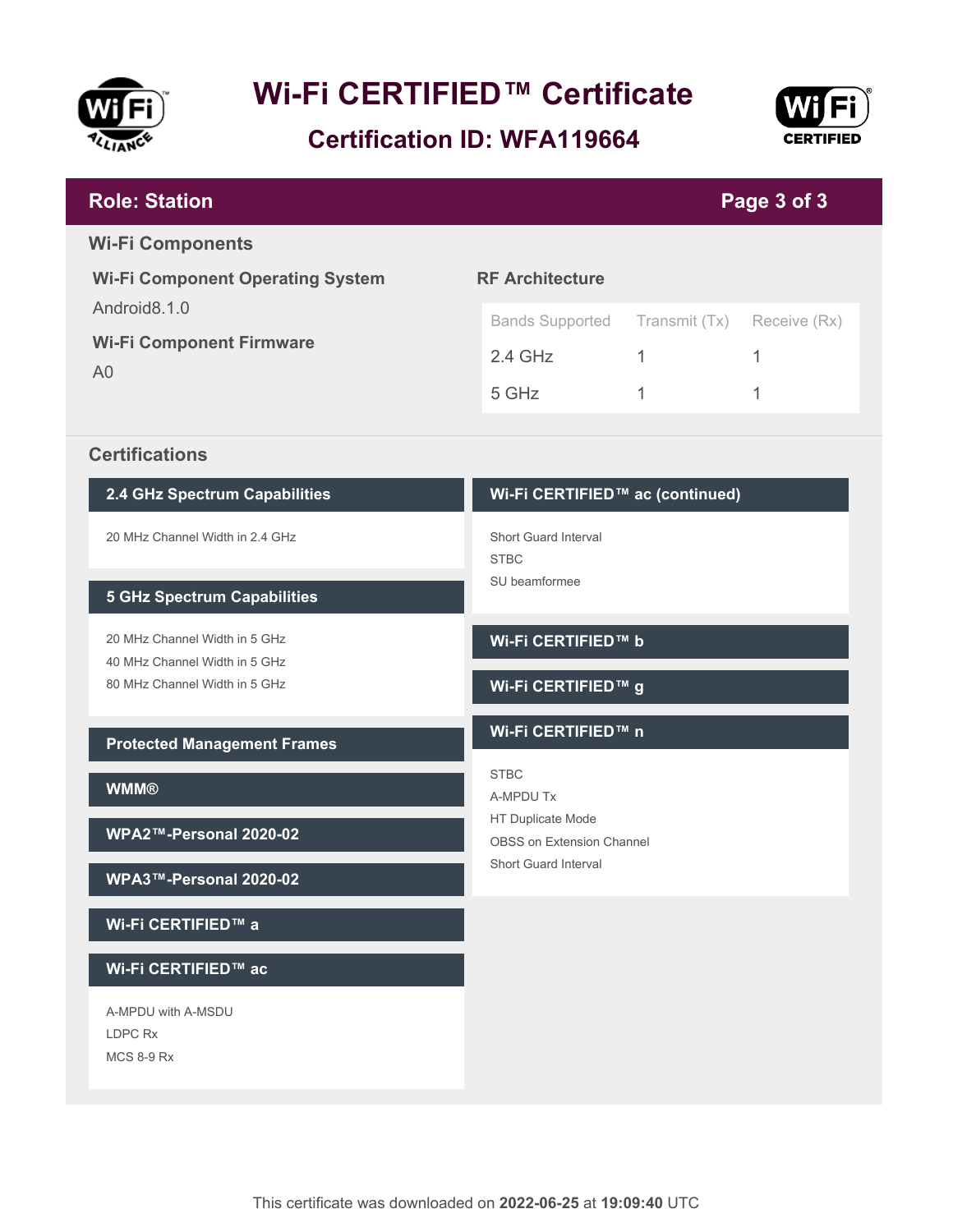# Wi-Fi CERTIFIED™ Certificate

## Certification ID: WFA119664

## Role: Station

### Wi-Fi Components

**Wi-Fi Component Operating System**

Android8.1.0

**Wi-Fi Component Firmware**

A0

**RF Architecture**

| Bands Supported | Transmit (Tx) | Receive (Rx) |
|---|---|---|
| 2.4 GHz | 1 | 1 |
| 5 GHz | 1 | 1 |

### Certifications

**2.4 GHz Spectrum Capabilities**

- 20 MHz Channel Width in 2.4 GHz

**5 GHz Spectrum Capabilities**

- 20 MHz Channel Width in 5 GHz
- 40 MHz Channel Width in 5 GHz
- 80 MHz Channel Width in 5 GHz

**Protected Management Frames**

**WMM®**

**WPA2™-Personal 2020-02**

**WPA3™-Personal 2020-02**

**Wi-Fi CERTIFIED™ a**

**Wi-Fi CERTIFIED™ ac**

- A-MPDU with A-MSDU
- LDPC Rx
- MCS 8-9 Rx

**Wi-Fi CERTIFIED™ ac (continued)**

- Short Guard Interval
- STBC
- SU beamformee

**Wi-Fi CERTIFIED™ b**

**Wi-Fi CERTIFIED™ g**

**Wi-Fi CERTIFIED™ n**

- STBC
- A-MPDU Tx
- HT Duplicate Mode
- OBSS on Extension Channel
- Short Guard Interval

This certificate was downloaded on **2022-06-25** at **19:09:40** UTC